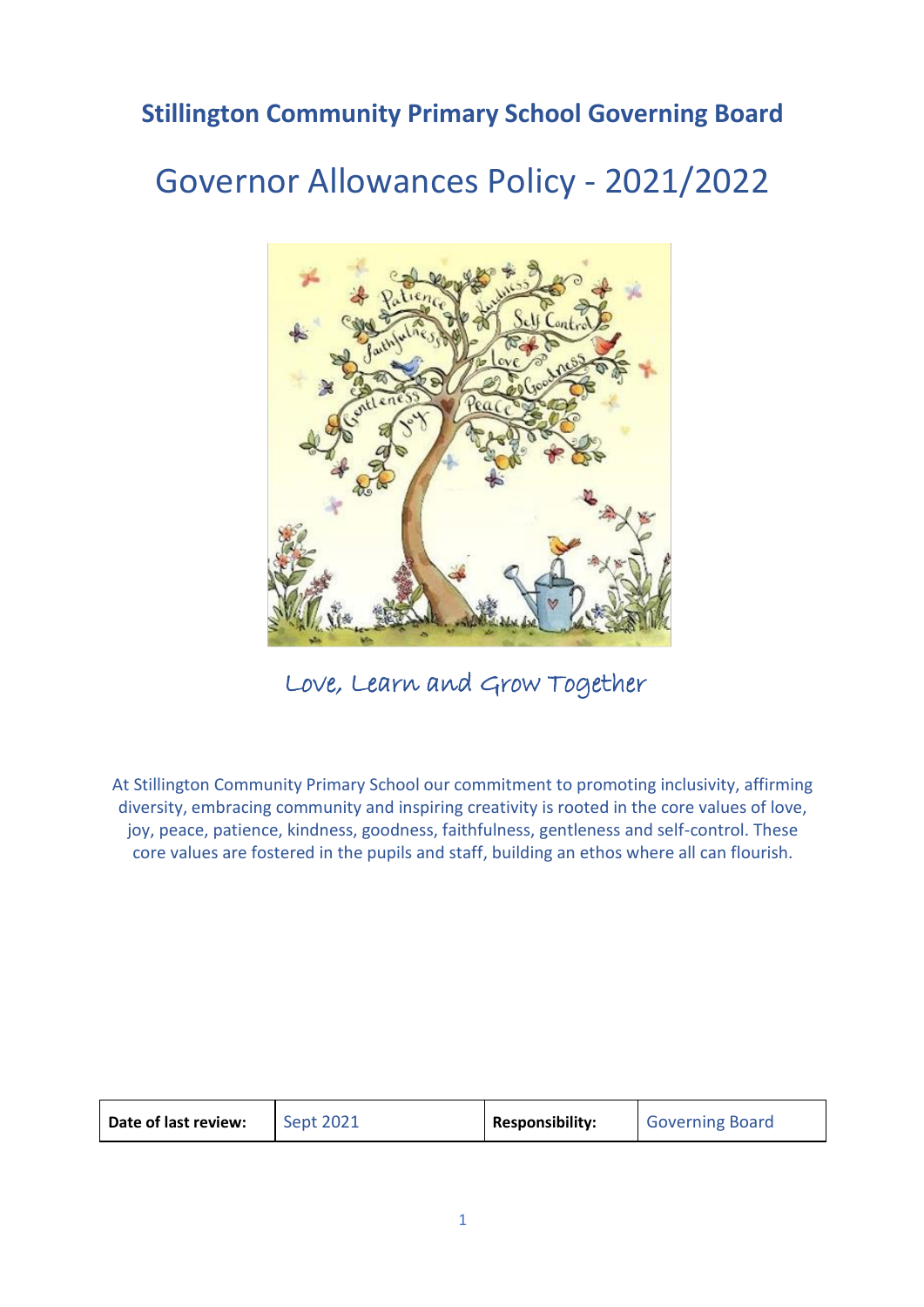**Stillington Community Primary School Governing Board**

# Governor Allowances Policy - 2021/2022

Love, Learn and Grow Together

At Stillington Community Primary School our commitment to promoting inclusivity, affirming diversity, embracing community and inspiring creativity is rooted in the core values of love, joy, peace, patience, kindness, goodness, faithfulness, gentleness and self-control. These core values are fostered in the pupils and staff, building an ethos where all can flourish.

| **Date of last review:** | Sept 2021 | **Responsibility:** | Governing Board |
|---|---|---|---|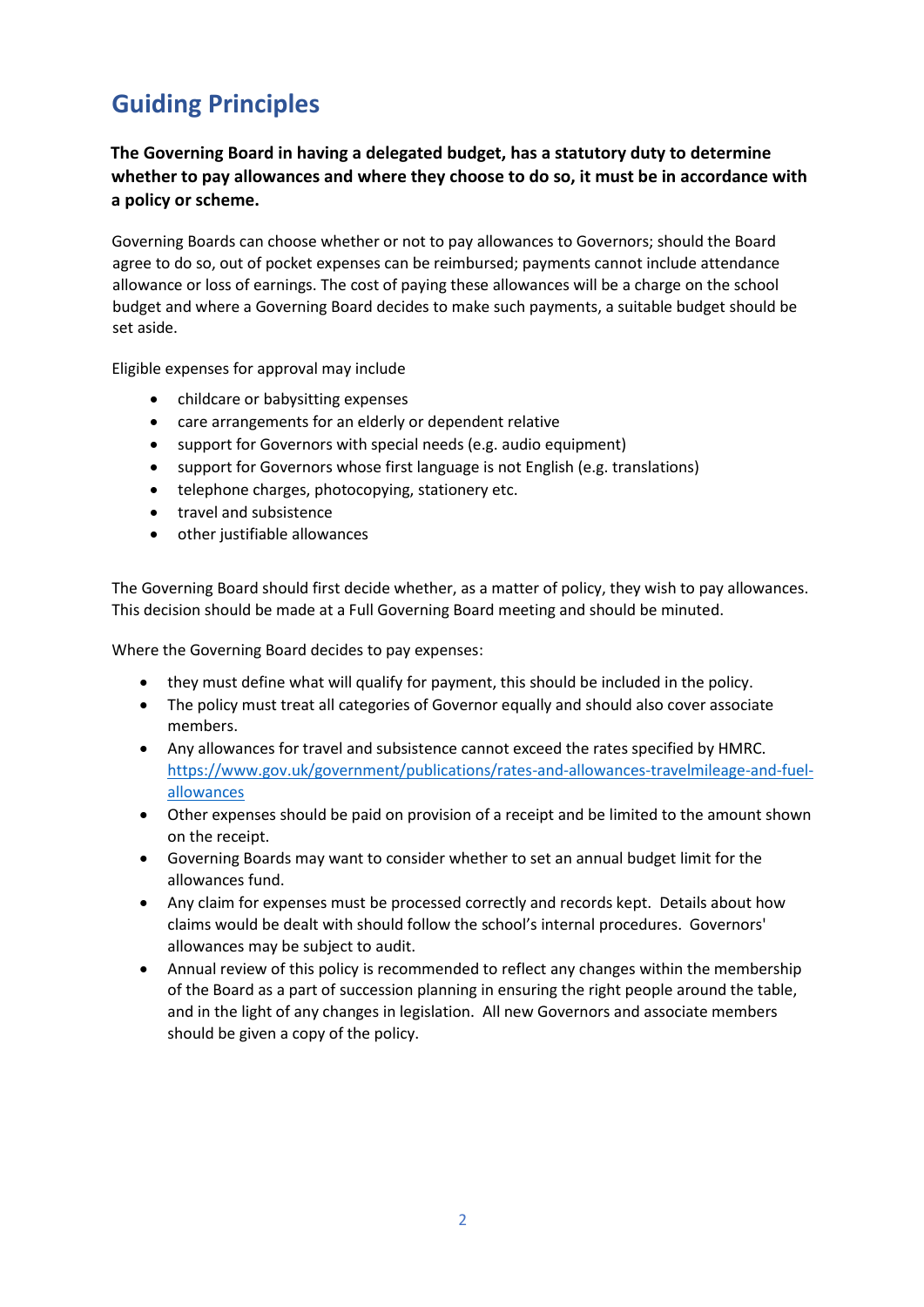# Guiding Principles

**The Governing Board in having a delegated budget, has a statutory duty to determine whether to pay allowances and where they choose to do so, it must be in accordance with a policy or scheme.**

Governing Boards can choose whether or not to pay allowances to Governors; should the Board agree to do so, out of pocket expenses can be reimbursed; payments cannot include attendance allowance or loss of earnings. The cost of paying these allowances will be a charge on the school budget and where a Governing Board decides to make such payments, a suitable budget should be set aside.

Eligible expenses for approval may include

- childcare or babysitting expenses
- care arrangements for an elderly or dependent relative
- support for Governors with special needs (e.g. audio equipment)
- support for Governors whose first language is not English (e.g. translations)
- telephone charges, photocopying, stationery etc.
- travel and subsistence
- other justifiable allowances

The Governing Board should first decide whether, as a matter of policy, they wish to pay allowances. This decision should be made at a Full Governing Board meeting and should be minuted.

Where the Governing Board decides to pay expenses:

- they must define what will qualify for payment, this should be included in the policy.
- The policy must treat all categories of Governor equally and should also cover associate members.
- Any allowances for travel and subsistence cannot exceed the rates specified by HMRC. https://www.gov.uk/government/publications/rates-and-allowances-travelmileage-and-fuel-allowances
- Other expenses should be paid on provision of a receipt and be limited to the amount shown on the receipt.
- Governing Boards may want to consider whether to set an annual budget limit for the allowances fund.
- Any claim for expenses must be processed correctly and records kept. Details about how claims would be dealt with should follow the school's internal procedures. Governors' allowances may be subject to audit.
- Annual review of this policy is recommended to reflect any changes within the membership of the Board as a part of succession planning in ensuring the right people around the table, and in the light of any changes in legislation. All new Governors and associate members should be given a copy of the policy.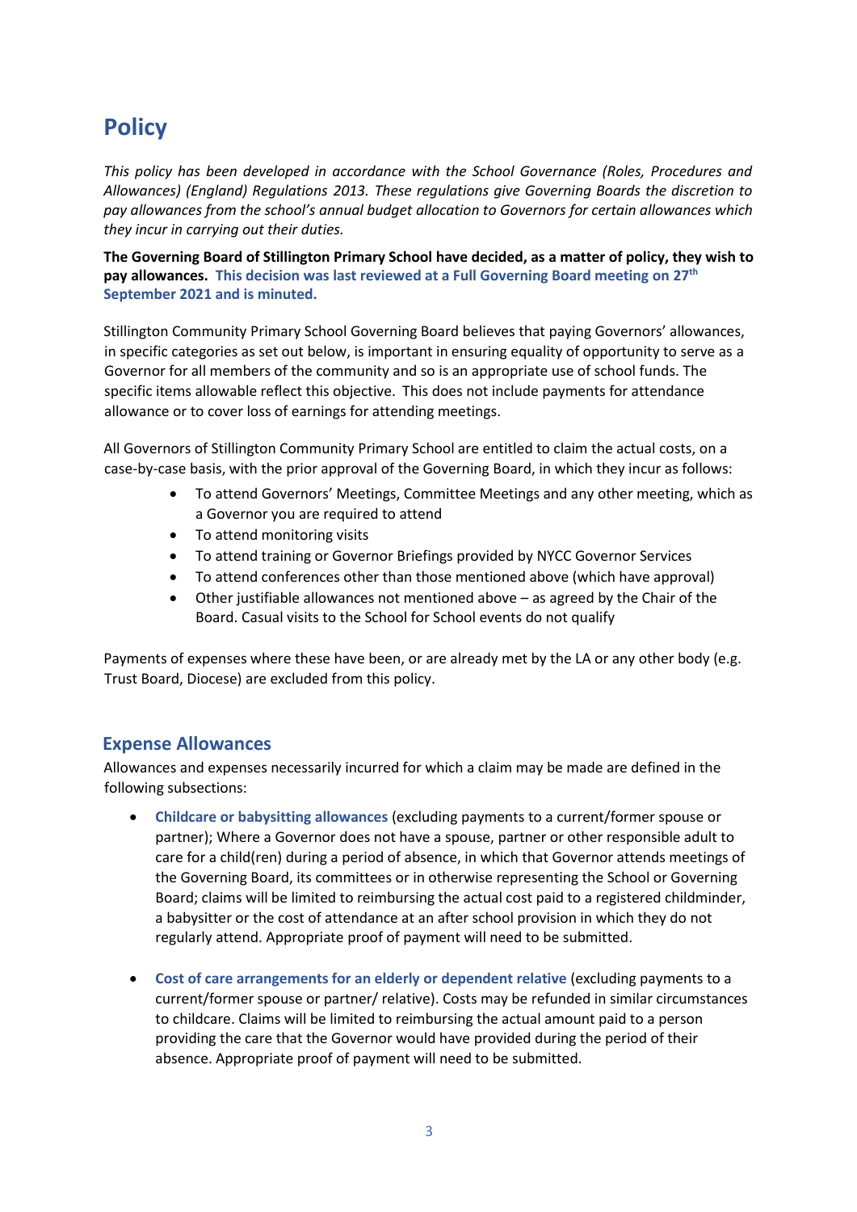# Policy

*This policy has been developed in accordance with the School Governance (Roles, Procedures and Allowances) (England) Regulations 2013. These regulations give Governing Boards the discretion to pay allowances from the school's annual budget allocation to Governors for certain allowances which they incur in carrying out their duties.*

**The Governing Board of Stillington Primary School have decided, as a matter of policy, they wish to pay allowances. This decision was last reviewed at a Full Governing Board meeting on 27th September 2021 and is minuted.**

Stillington Community Primary School Governing Board believes that paying Governors' allowances, in specific categories as set out below, is important in ensuring equality of opportunity to serve as a Governor for all members of the community and so is an appropriate use of school funds. The specific items allowable reflect this objective. This does not include payments for attendance allowance or to cover loss of earnings for attending meetings.

All Governors of Stillington Community Primary School are entitled to claim the actual costs, on a case-by-case basis, with the prior approval of the Governing Board, in which they incur as follows:

- To attend Governors' Meetings, Committee Meetings and any other meeting, which as a Governor you are required to attend
- To attend monitoring visits
- To attend training or Governor Briefings provided by NYCC Governor Services
- To attend conferences other than those mentioned above (which have approval)
- Other justifiable allowances not mentioned above – as agreed by the Chair of the Board. Casual visits to the School for School events do not qualify

Payments of expenses where these have been, or are already met by the LA or any other body (e.g. Trust Board, Diocese) are excluded from this policy.

## Expense Allowances

Allowances and expenses necessarily incurred for which a claim may be made are defined in the following subsections:

- **Childcare or babysitting allowances** (excluding payments to a current/former spouse or partner); Where a Governor does not have a spouse, partner or other responsible adult to care for a child(ren) during a period of absence, in which that Governor attends meetings of the Governing Board, its committees or in otherwise representing the School or Governing Board; claims will be limited to reimbursing the actual cost paid to a registered childminder, a babysitter or the cost of attendance at an after school provision in which they do not regularly attend. Appropriate proof of payment will need to be submitted.

- **Cost of care arrangements for an elderly or dependent relative** (excluding payments to a current/former spouse or partner/ relative). Costs may be refunded in similar circumstances to childcare. Claims will be limited to reimbursing the actual amount paid to a person providing the care that the Governor would have provided during the period of their absence. Appropriate proof of payment will need to be submitted.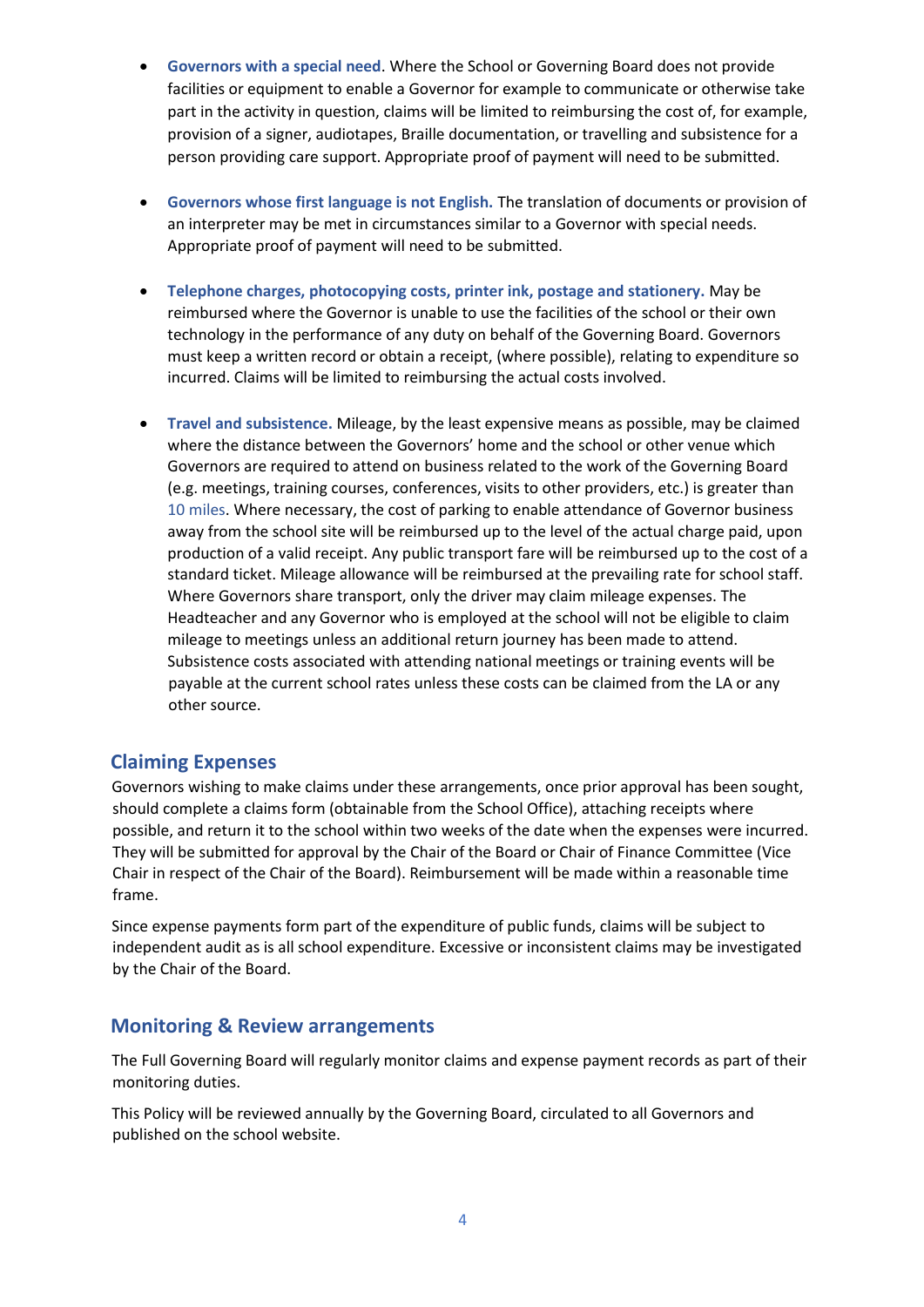- **Governors with a special need**. Where the School or Governing Board does not provide facilities or equipment to enable a Governor for example to communicate or otherwise take part in the activity in question, claims will be limited to reimbursing the cost of, for example, provision of a signer, audiotapes, Braille documentation, or travelling and subsistence for a person providing care support. Appropriate proof of payment will need to be submitted.

- **Governors whose first language is not English.** The translation of documents or provision of an interpreter may be met in circumstances similar to a Governor with special needs. Appropriate proof of payment will need to be submitted.

- **Telephone charges, photocopying costs, printer ink, postage and stationery.** May be reimbursed where the Governor is unable to use the facilities of the school or their own technology in the performance of any duty on behalf of the Governing Board. Governors must keep a written record or obtain a receipt, (where possible), relating to expenditure so incurred. Claims will be limited to reimbursing the actual costs involved.

- **Travel and subsistence.** Mileage, by the least expensive means as possible, may be claimed where the distance between the Governors' home and the school or other venue which Governors are required to attend on business related to the work of the Governing Board (e.g. meetings, training courses, conferences, visits to other providers, etc.) is greater than 10 miles. Where necessary, the cost of parking to enable attendance of Governor business away from the school site will be reimbursed up to the level of the actual charge paid, upon production of a valid receipt. Any public transport fare will be reimbursed up to the cost of a standard ticket. Mileage allowance will be reimbursed at the prevailing rate for school staff. Where Governors share transport, only the driver may claim mileage expenses. The Headteacher and any Governor who is employed at the school will not be eligible to claim mileage to meetings unless an additional return journey has been made to attend. Subsistence costs associated with attending national meetings or training events will be payable at the current school rates unless these costs can be claimed from the LA or any other source.

## Claiming Expenses

Governors wishing to make claims under these arrangements, once prior approval has been sought, should complete a claims form (obtainable from the School Office), attaching receipts where possible, and return it to the school within two weeks of the date when the expenses were incurred. They will be submitted for approval by the Chair of the Board or Chair of Finance Committee (Vice Chair in respect of the Chair of the Board). Reimbursement will be made within a reasonable time frame.

Since expense payments form part of the expenditure of public funds, claims will be subject to independent audit as is all school expenditure. Excessive or inconsistent claims may be investigated by the Chair of the Board.

## Monitoring & Review arrangements

The Full Governing Board will regularly monitor claims and expense payment records as part of their monitoring duties.

This Policy will be reviewed annually by the Governing Board, circulated to all Governors and published on the school website.